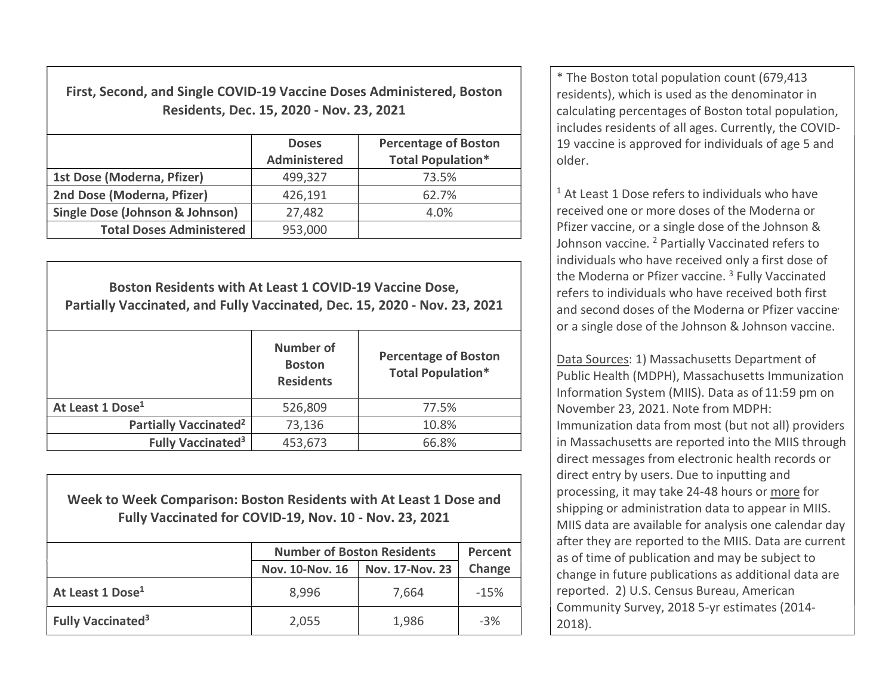## First, Second, and Single COVID-19 Vaccine Doses Administered, Boston Residents, Dec. 15, 2020 - Nov. 23, 2021

| | Doses Administered | Percentage of Boston Total Population* |
|---|---|---|
| **1st Dose (Moderna, Pfizer)** | 499,327 | 73.5% |
| **2nd Dose (Moderna, Pfizer)** | 426,191 | 62.7% |
| **Single Dose (Johnson & Johnson)** | 27,482 | 4.0% |
| **Total Doses Administered** | 953,000 | |

## Boston Residents with At Least 1 COVID-19 Vaccine Dose, Partially Vaccinated, and Fully Vaccinated, Dec. 15, 2020 - Nov. 23, 2021

| | Number of Boston Residents | Percentage of Boston Total Population* |
|---|---|---|
| **At Least 1 Dose[1]** | 526,809 | 77.5% |
| **Partially Vaccinated[2]** | 73,136 | 10.8% |
| **Fully Vaccinated[3]** | 453,673 | 66.8% |

## Week to Week Comparison: Boston Residents with At Least 1 Dose and Fully Vaccinated for COVID-19, Nov. 10 - Nov. 23, 2021

| | Number of Boston Residents | | Percent Change |
|---|---|---|---|
| | Nov. 10-Nov. 16 | Nov. 17-Nov. 23 | |
| **At Least 1 Dose[1]** | 8,996 | 7,664 | -15% |
| **Fully Vaccinated[3]** | 2,055 | 1,986 | -3% |

* The Boston total population count (679,413 residents), which is used as the denominator in calculating percentages of Boston total population, includes residents of all ages. Currently, the COVID-19 vaccine is approved for individuals of age 5 and older.

[1] At Least 1 Dose refers to individuals who have received one or more doses of the Moderna or Pfizer vaccine, or a single dose of the Johnson & Johnson vaccine. [2] Partially Vaccinated refers to individuals who have received only a first dose of the Moderna or Pfizer vaccine. [3] Fully Vaccinated refers to individuals who have received both first and second doses of the Moderna or Pfizer vaccine, or a single dose of the Johnson & Johnson vaccine.

Data Sources: 1) Massachusetts Department of Public Health (MDPH), Massachusetts Immunization Information System (MIIS). Data as of 11:59 pm on November 23, 2021. Note from MDPH: Immunization data from most (but not all) providers in Massachusetts are reported into the MIIS through direct messages from electronic health records or direct entry by users. Due to inputting and processing, it may take 24-48 hours or more for shipping or administration data to appear in MIIS. MIIS data are available for analysis one calendar day after they are reported to the MIIS. Data are current as of time of publication and may be subject to change in future publications as additional data are reported. 2) U.S. Census Bureau, American Community Survey, 2018 5-yr estimates (2014-2018).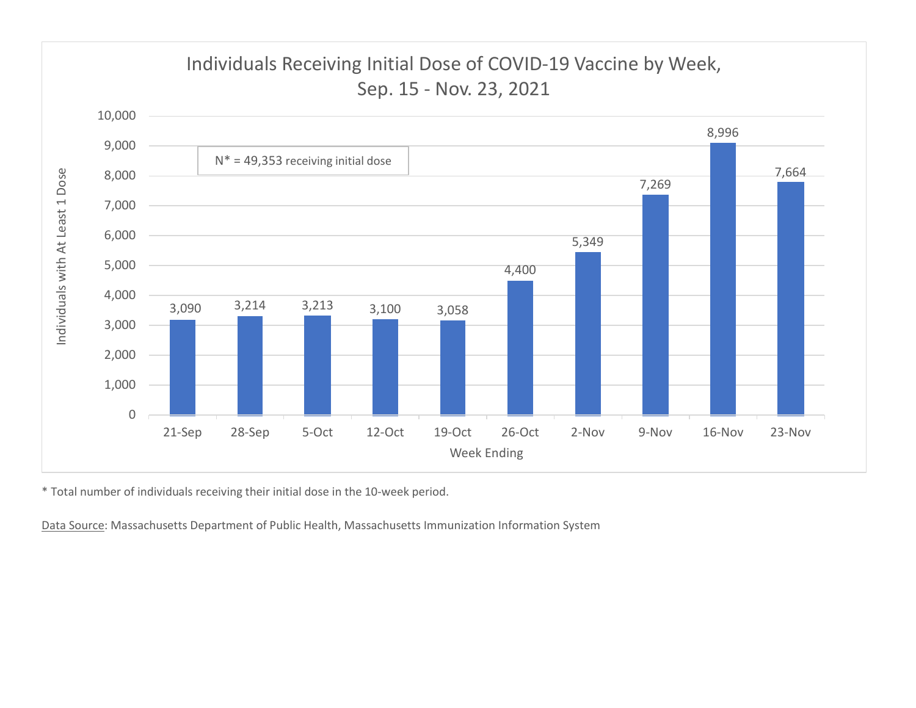## Individuals Receiving Initial Dose of COVID-19 Vaccine by Week, Sep. 15 - Nov. 23, 2021

N* = 49,353 receiving initial dose

| Week Ending | Individuals with At Least 1 Dose |
|---|---|
| 21-Sep | 3,090 |
| 28-Sep | 3,214 |
| 5-Oct | 3,213 |
| 12-Oct | 3,100 |
| 19-Oct | 3,058 |
| 26-Oct | 4,400 |
| 2-Nov | 5,349 |
| 9-Nov | 7,269 |
| 16-Nov | 8,996 |
| 23-Nov | 7,664 |

* Total number of individuals receiving their initial dose in the 10-week period.

Data Source: Massachusetts Department of Public Health, Massachusetts Immunization Information System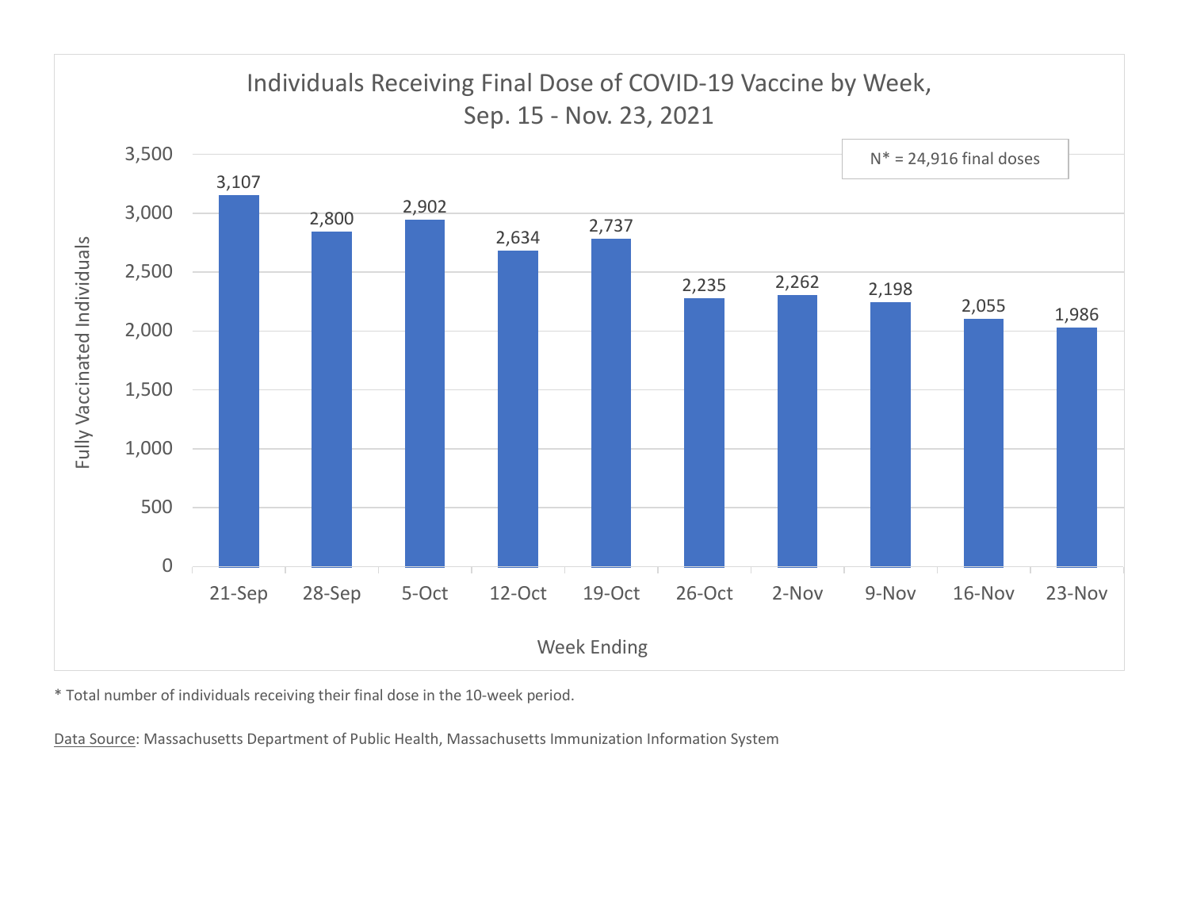## Individuals Receiving Final Dose of COVID-19 Vaccine by Week, Sep. 15 - Nov. 23, 2021

N* = 24,916 final doses

| Week Ending | Fully Vaccinated Individuals |
|---|---|
| 21-Sep | 3,107 |
| 28-Sep | 2,800 |
| 5-Oct | 2,902 |
| 12-Oct | 2,634 |
| 19-Oct | 2,737 |
| 26-Oct | 2,235 |
| 2-Nov | 2,262 |
| 9-Nov | 2,198 |
| 16-Nov | 2,055 |
| 23-Nov | 1,986 |

* Total number of individuals receiving their final dose in the 10-week period.

Data Source: Massachusetts Department of Public Health, Massachusetts Immunization Information System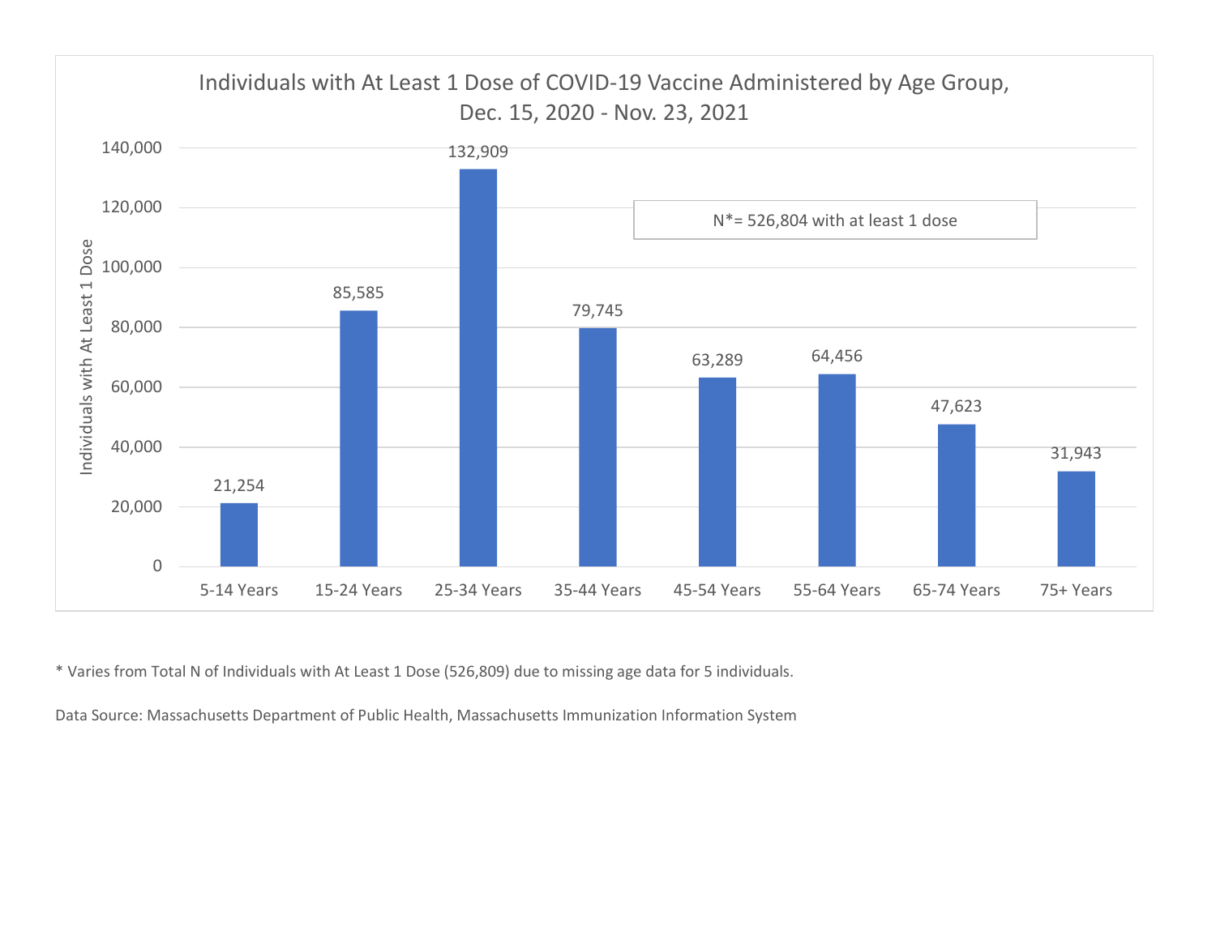## Individuals with At Least 1 Dose of COVID-19 Vaccine Administered by Age Group, Dec. 15, 2020 - Nov. 23, 2021

N*= 526,804 with at least 1 dose

| Age Group | Individuals with At Least 1 Dose |
|---|---|
| 5-14 Years | 21,254 |
| 15-24 Years | 85,585 |
| 25-34 Years | 132,909 |
| 35-44 Years | 79,745 |
| 45-54 Years | 63,289 |
| 55-64 Years | 64,456 |
| 65-74 Years | 47,623 |
| 75+ Years | 31,943 |

* Varies from Total N of Individuals with At Least 1 Dose (526,809) due to missing age data for 5 individuals.

Data Source: Massachusetts Department of Public Health, Massachusetts Immunization Information System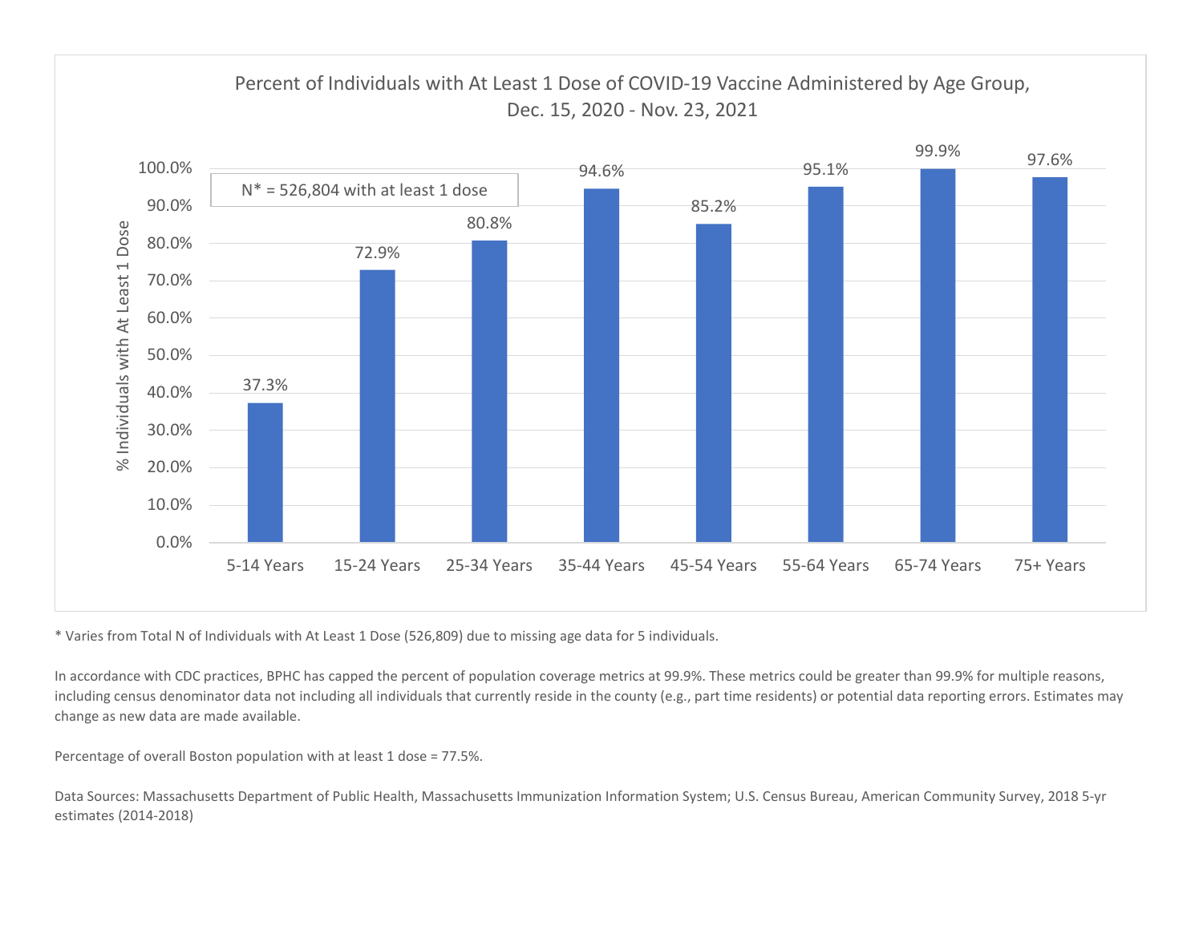## Percent of Individuals with At Least 1 Dose of COVID-19 Vaccine Administered by Age Group, Dec. 15, 2020 - Nov. 23, 2021

N* = 526,804 with at least 1 dose

| Age Group | % Individuals with At Least 1 Dose |
| --- | --- |
| 5-14 Years | 37.3% |
| 15-24 Years | 72.9% |
| 25-34 Years | 80.8% |
| 35-44 Years | 94.6% |
| 45-54 Years | 85.2% |
| 55-64 Years | 95.1% |
| 65-74 Years | 99.9% |
| 75+ Years | 97.6% |

* Varies from Total N of Individuals with At Least 1 Dose (526,809) due to missing age data for 5 individuals.

In accordance with CDC practices, BPHC has capped the percent of population coverage metrics at 99.9%. These metrics could be greater than 99.9% for multiple reasons, including census denominator data not including all individuals that currently reside in the county (e.g., part time residents) or potential data reporting errors. Estimates may change as new data are made available.

Percentage of overall Boston population with at least 1 dose = 77.5%.

Data Sources: Massachusetts Department of Public Health, Massachusetts Immunization Information System; U.S. Census Bureau, American Community Survey, 2018 5-yr estimates (2014-2018)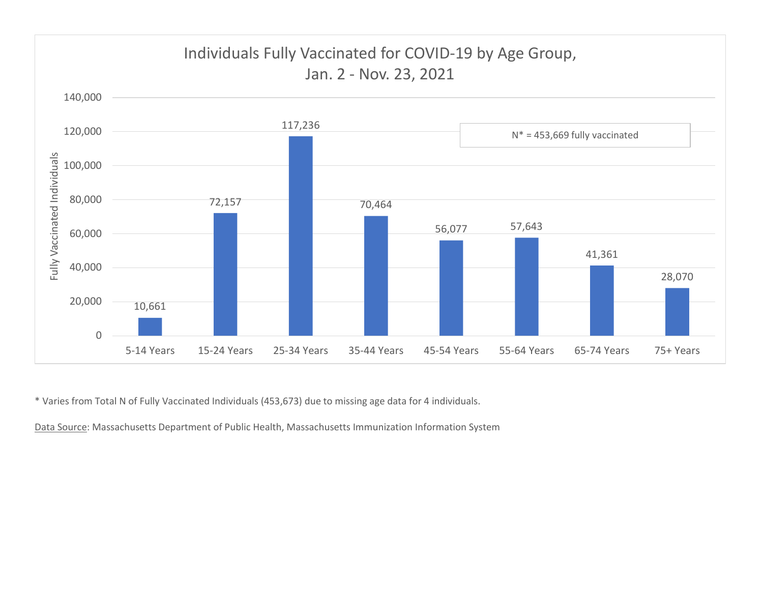## Individuals Fully Vaccinated for COVID-19 by Age Group, Jan. 2 - Nov. 23, 2021

N* = 453,669 fully vaccinated

| Age Group | Fully Vaccinated Individuals |
|---|---|
| 5-14 Years | 10,661 |
| 15-24 Years | 72,157 |
| 25-34 Years | 117,236 |
| 35-44 Years | 70,464 |
| 45-54 Years | 56,077 |
| 55-64 Years | 57,643 |
| 65-74 Years | 41,361 |
| 75+ Years | 28,070 |

* Varies from Total N of Fully Vaccinated Individuals (453,673) due to missing age data for 4 individuals.

Data Source: Massachusetts Department of Public Health, Massachusetts Immunization Information System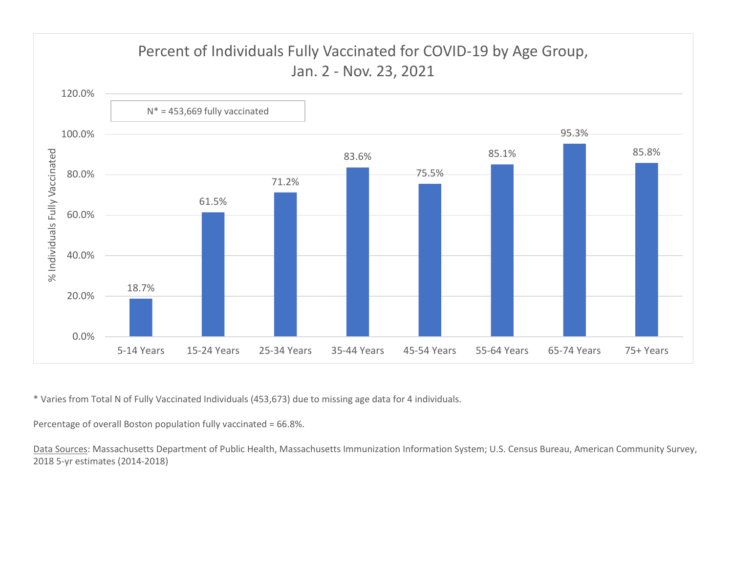## Percent of Individuals Fully Vaccinated for COVID-19 by Age Group, Jan. 2 - Nov. 23, 2021

N* = 453,669 fully vaccinated

| Age Group | % Individuals Fully Vaccinated |
|---|---|
| 5-14 Years | 18.7% |
| 15-24 Years | 61.5% |
| 25-34 Years | 71.2% |
| 35-44 Years | 83.6% |
| 45-54 Years | 75.5% |
| 55-64 Years | 85.1% |
| 65-74 Years | 95.3% |
| 75+ Years | 85.8% |

* Varies from Total N of Fully Vaccinated Individuals (453,673) due to missing age data for 4 individuals.

Percentage of overall Boston population fully vaccinated = 66.8%.

Data Sources: Massachusetts Department of Public Health, Massachusetts Immunization Information System; U.S. Census Bureau, American Community Survey, 2018 5-yr estimates (2014-2018)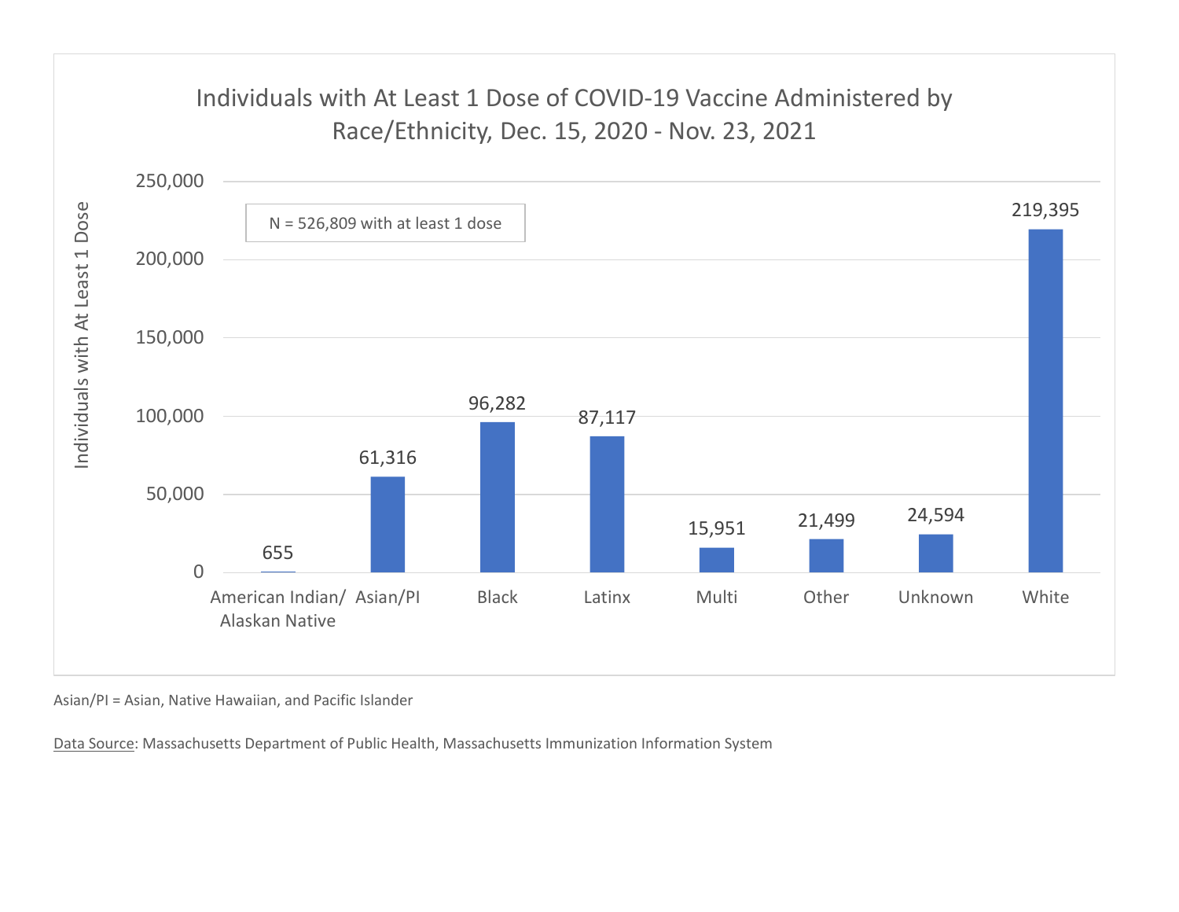## Individuals with At Least 1 Dose of COVID-19 Vaccine Administered by Race/Ethnicity, Dec. 15, 2020 - Nov. 23, 2021

N = 526,809 with at least 1 dose

| Race/Ethnicity | Individuals with At Least 1 Dose |
|---|---|
| American Indian/ Alaskan Native | 655 |
| Asian/PI | 61,316 |
| Black | 96,282 |
| Latinx | 87,117 |
| Multi | 15,951 |
| Other | 21,499 |
| Unknown | 24,594 |
| White | 219,395 |

Asian/PI = Asian, Native Hawaiian, and Pacific Islander

Data Source: Massachusetts Department of Public Health, Massachusetts Immunization Information System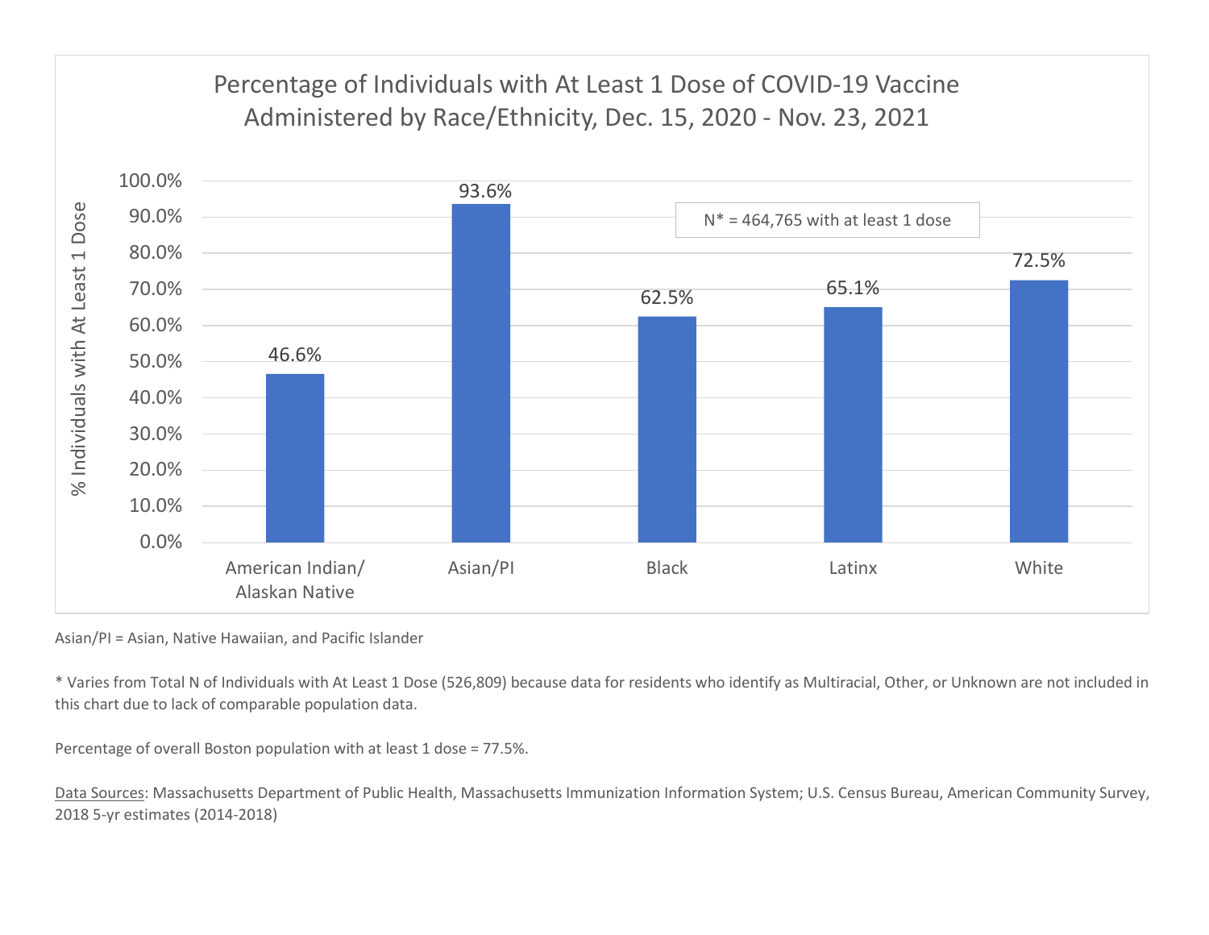## Percentage of Individuals with At Least 1 Dose of COVID-19 Vaccine Administered by Race/Ethnicity, Dec. 15, 2020 - Nov. 23, 2021

| Race/Ethnicity | % Individuals with At Least 1 Dose |
| --- | --- |
| American Indian/ Alaskan Native | 46.6% |
| Asian/PI | 93.6% |
| Black | 62.5% |
| Latinx | 65.1% |
| White | 72.5% |

N* = 464,765 with at least 1 dose

Asian/PI = Asian, Native Hawaiian, and Pacific Islander

* Varies from Total N of Individuals with At Least 1 Dose (526,809) because data for residents who identify as Multiracial, Other, or Unknown are not included in this chart due to lack of comparable population data.

Percentage of overall Boston population with at least 1 dose = 77.5%.

Data Sources: Massachusetts Department of Public Health, Massachusetts Immunization Information System; U.S. Census Bureau, American Community Survey, 2018 5-yr estimates (2014-2018)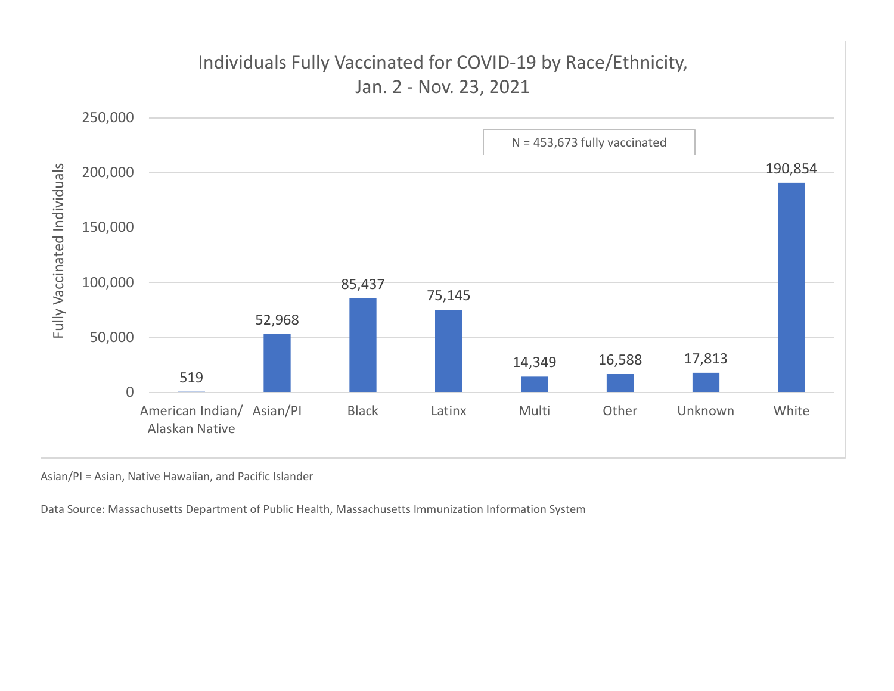## Individuals Fully Vaccinated for COVID-19 by Race/Ethnicity, Jan. 2 - Nov. 23, 2021

N = 453,673 fully vaccinated

| Race/Ethnicity | Fully Vaccinated Individuals |
|---|---|
| American Indian/ Alaskan Native | 519 |
| Asian/PI | 52,968 |
| Black | 85,437 |
| Latinx | 75,145 |
| Multi | 14,349 |
| Other | 16,588 |
| Unknown | 17,813 |
| White | 190,854 |

Asian/PI = Asian, Native Hawaiian, and Pacific Islander

Data Source: Massachusetts Department of Public Health, Massachusetts Immunization Information System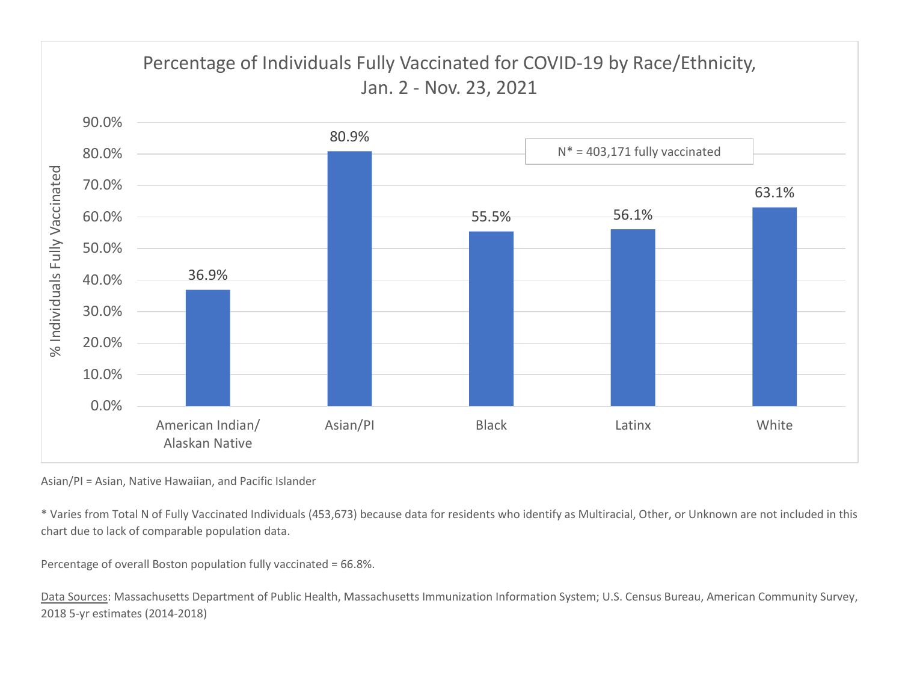## Percentage of Individuals Fully Vaccinated for COVID-19 by Race/Ethnicity, Jan. 2 - Nov. 23, 2021

N* = 403,171 fully vaccinated

| Race/Ethnicity | % Individuals Fully Vaccinated |
| --- | --- |
| American Indian/ Alaskan Native | 36.9% |
| Asian/PI | 80.9% |
| Black | 55.5% |
| Latinx | 56.1% |
| White | 63.1% |

Asian/PI = Asian, Native Hawaiian, and Pacific Islander

* Varies from Total N of Fully Vaccinated Individuals (453,673) because data for residents who identify as Multiracial, Other, or Unknown are not included in this chart due to lack of comparable population data.

Percentage of overall Boston population fully vaccinated = 66.8%.

Data Sources: Massachusetts Department of Public Health, Massachusetts Immunization Information System; U.S. Census Bureau, American Community Survey, 2018 5-yr estimates (2014-2018)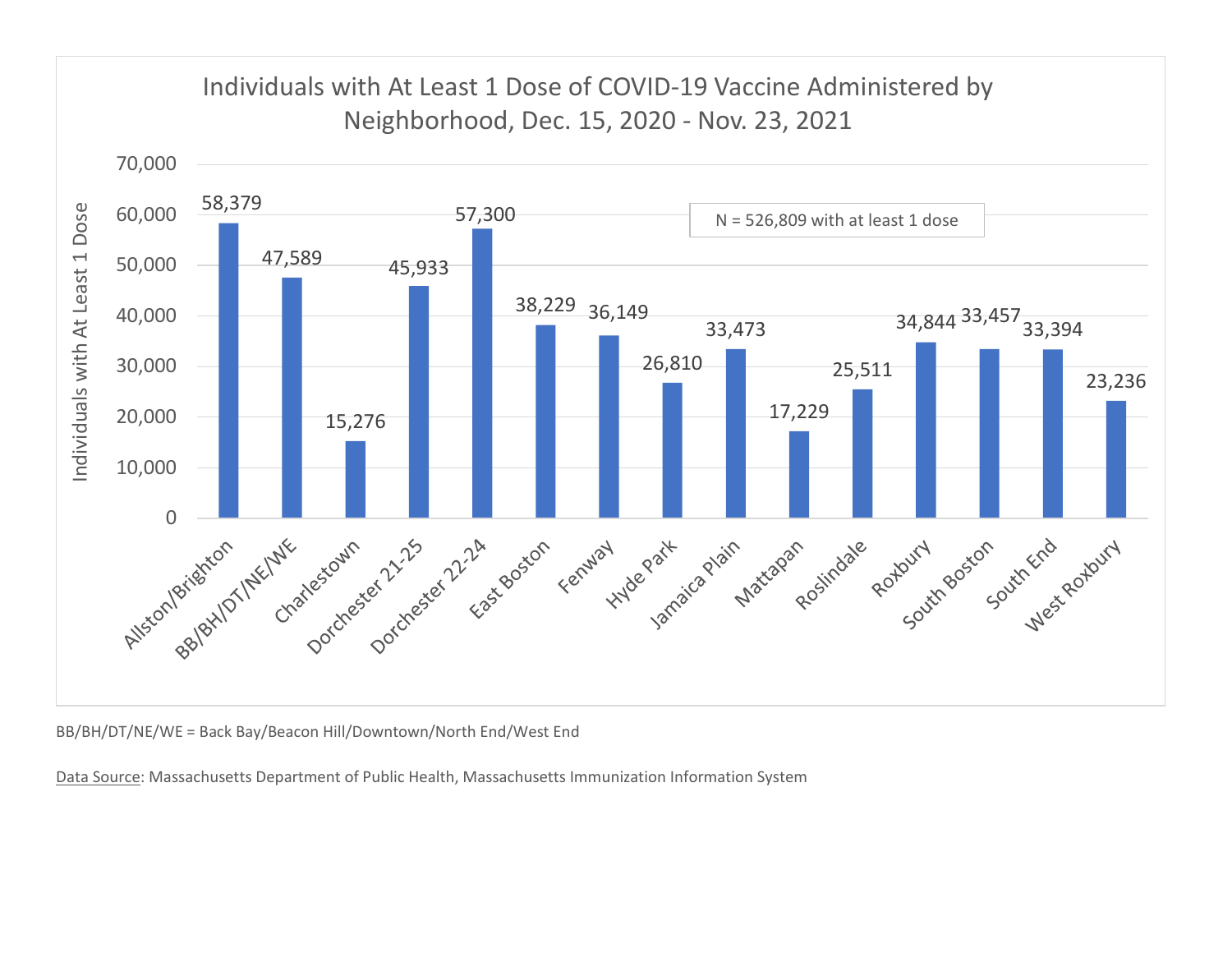## Individuals with At Least 1 Dose of COVID-19 Vaccine Administered by Neighborhood, Dec. 15, 2020 - Nov. 23, 2021

N = 526,809 with at least 1 dose

| Neighborhood | Individuals with At Least 1 Dose |
|---|---|
| Allston/Brighton | 58,379 |
| BB/BH/DT/NE/WE | 47,589 |
| Charlestown | 15,276 |
| Dorchester 21-25 | 45,933 |
| Dorchester 22-24 | 57,300 |
| East Boston | 38,229 |
| Fenway | 36,149 |
| Hyde Park | 26,810 |
| Jamaica Plain | 33,473 |
| Mattapan | 17,229 |
| Roslindale | 25,511 |
| Roxbury | 34,844 |
| South Boston | 33,457 |
| South End | 33,394 |
| West Roxbury | 23,236 |

BB/BH/DT/NE/WE = Back Bay/Beacon Hill/Downtown/North End/West End

Data Source: Massachusetts Department of Public Health, Massachusetts Immunization Information System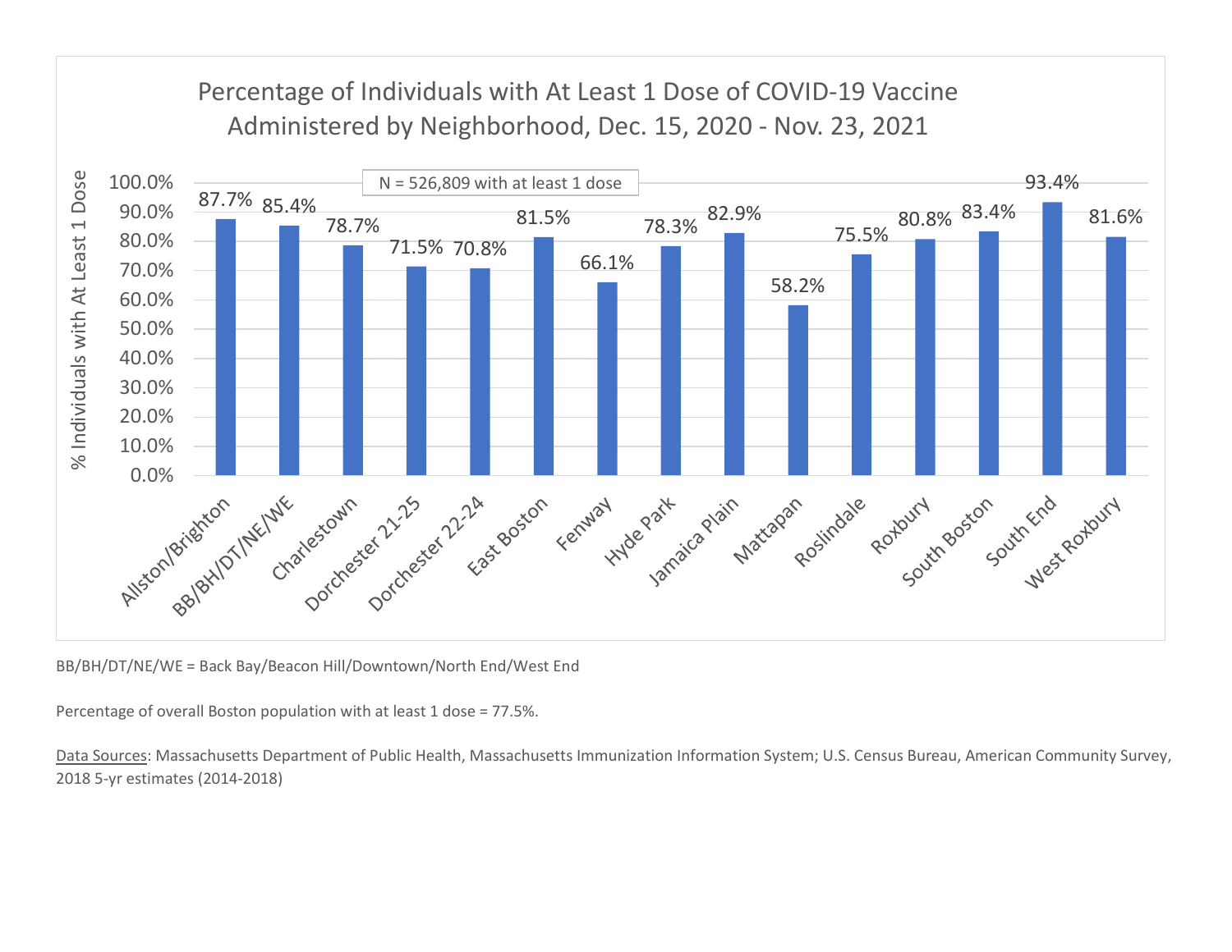## Percentage of Individuals with At Least 1 Dose of COVID-19 Vaccine Administered by Neighborhood, Dec. 15, 2020 - Nov. 23, 2021

N = 526,809 with at least 1 dose

| Neighborhood | % Individuals with At Least 1 Dose |
| --- | --- |
| Allston/Brighton | 87.7% |
| BB/BH/DT/NE/WE | 85.4% |
| Charlestown | 78.7% |
| Dorchester 21-25 | 71.5% |
| Dorchester 22-24 | 70.8% |
| East Boston | 81.5% |
| Fenway | 66.1% |
| Hyde Park | 78.3% |
| Jamaica Plain | 82.9% |
| Mattapan | 58.2% |
| Roslindale | 75.5% |
| Roxbury | 80.8% |
| South Boston | 83.4% |
| South End | 93.4% |
| West Roxbury | 81.6% |

BB/BH/DT/NE/WE = Back Bay/Beacon Hill/Downtown/North End/West End

Percentage of overall Boston population with at least 1 dose = 77.5%.

Data Sources: Massachusetts Department of Public Health, Massachusetts Immunization Information System; U.S. Census Bureau, American Community Survey, 2018 5-yr estimates (2014-2018)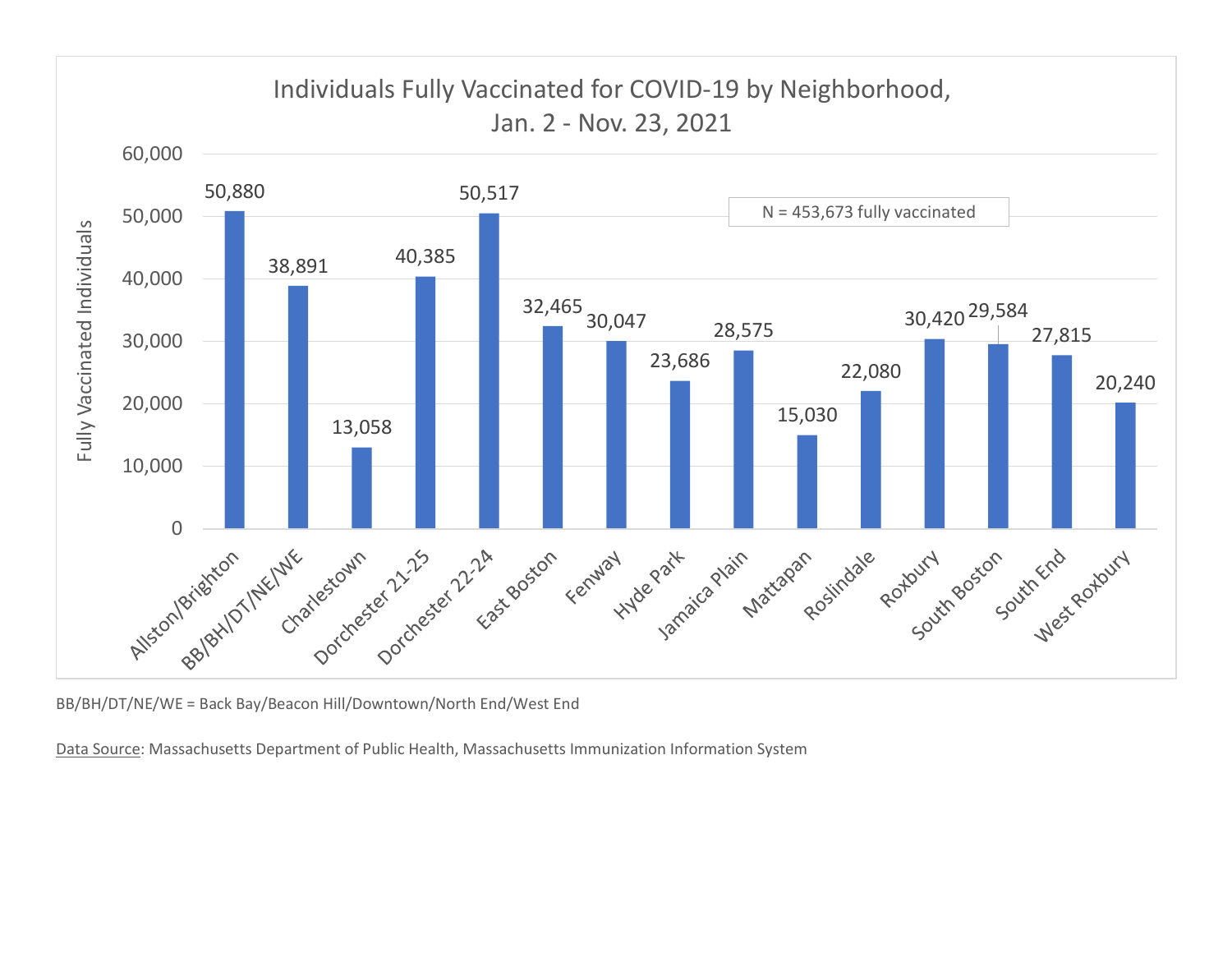## Individuals Fully Vaccinated for COVID-19 by Neighborhood, Jan. 2 - Nov. 23, 2021

N = 453,673 fully vaccinated

| Neighborhood | Fully Vaccinated Individuals |
| --- | --- |
| Allston/Brighton | 50,880 |
| BB/BH/DT/NE/WE | 38,891 |
| Charlestown | 13,058 |
| Dorchester 21-25 | 40,385 |
| Dorchester 22-24 | 50,517 |
| East Boston | 32,465 |
| Fenway | 30,047 |
| Hyde Park | 23,686 |
| Jamaica Plain | 28,575 |
| Mattapan | 15,030 |
| Roslindale | 22,080 |
| Roxbury | 30,420 |
| South Boston | 29,584 |
| South End | 27,815 |
| West Roxbury | 20,240 |

BB/BH/DT/NE/WE = Back Bay/Beacon Hill/Downtown/North End/West End

Data Source: Massachusetts Department of Public Health, Massachusetts Immunization Information System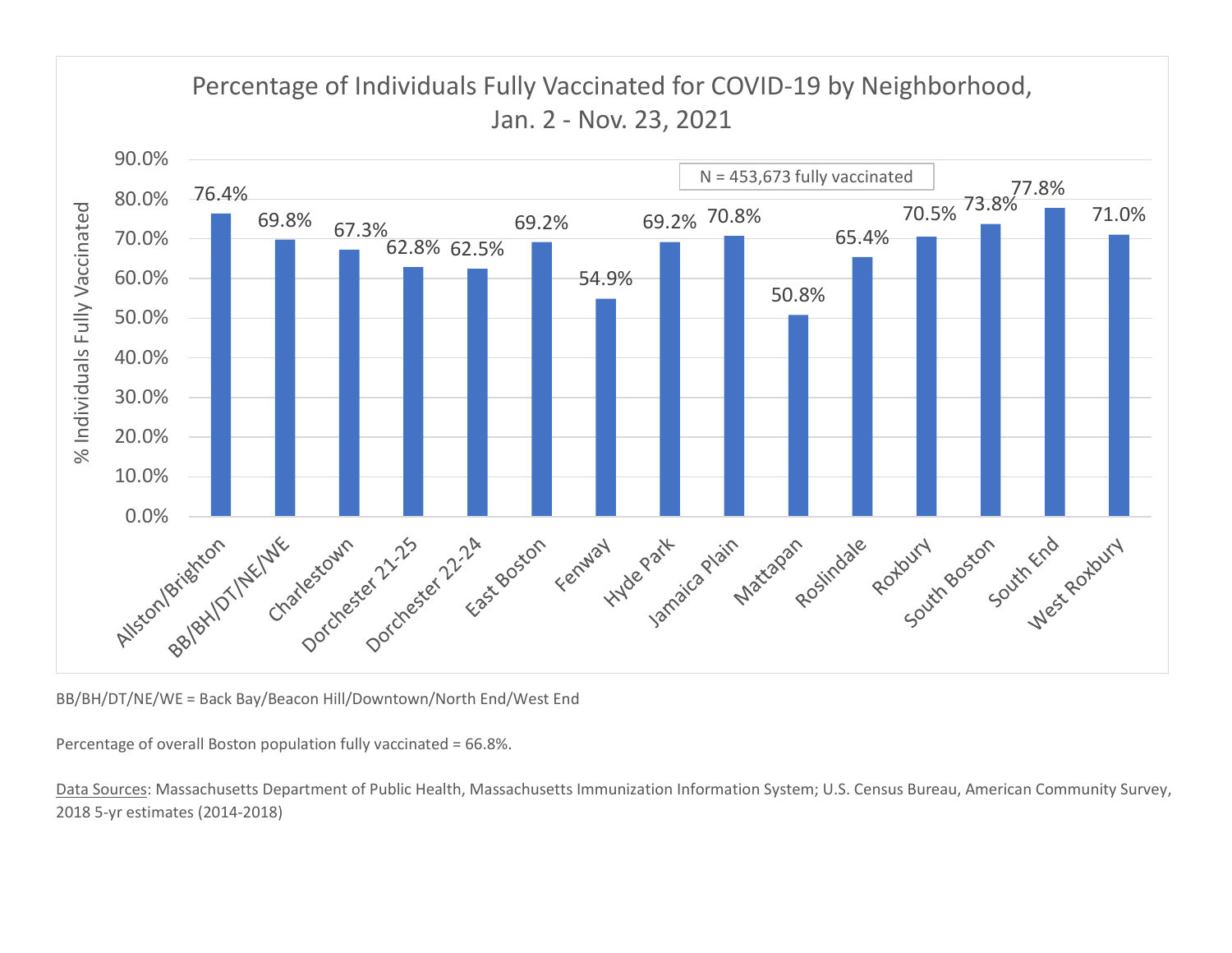## Percentage of Individuals Fully Vaccinated for COVID-19 by Neighborhood, Jan. 2 - Nov. 23, 2021

N = 453,673 fully vaccinated

| Neighborhood | % Individuals Fully Vaccinated |
| --- | --- |
| Allston/Brighton | 76.4% |
| BB/BH/DT/NE/WE | 69.8% |
| Charlestown | 67.3% |
| Dorchester 21-25 | 62.8% |
| Dorchester 22-24 | 62.5% |
| East Boston | 69.2% |
| Fenway | 54.9% |
| Hyde Park | 69.2% |
| Jamaica Plain | 70.8% |
| Mattapan | 50.8% |
| Roslindale | 65.4% |
| Roxbury | 70.5% |
| South Boston | 73.8% |
| South End | 77.8% |
| West Roxbury | 71.0% |

BB/BH/DT/NE/WE = Back Bay/Beacon Hill/Downtown/North End/West End

Percentage of overall Boston population fully vaccinated = 66.8%.

Data Sources: Massachusetts Department of Public Health, Massachusetts Immunization Information System; U.S. Census Bureau, American Community Survey, 2018 5-yr estimates (2014-2018)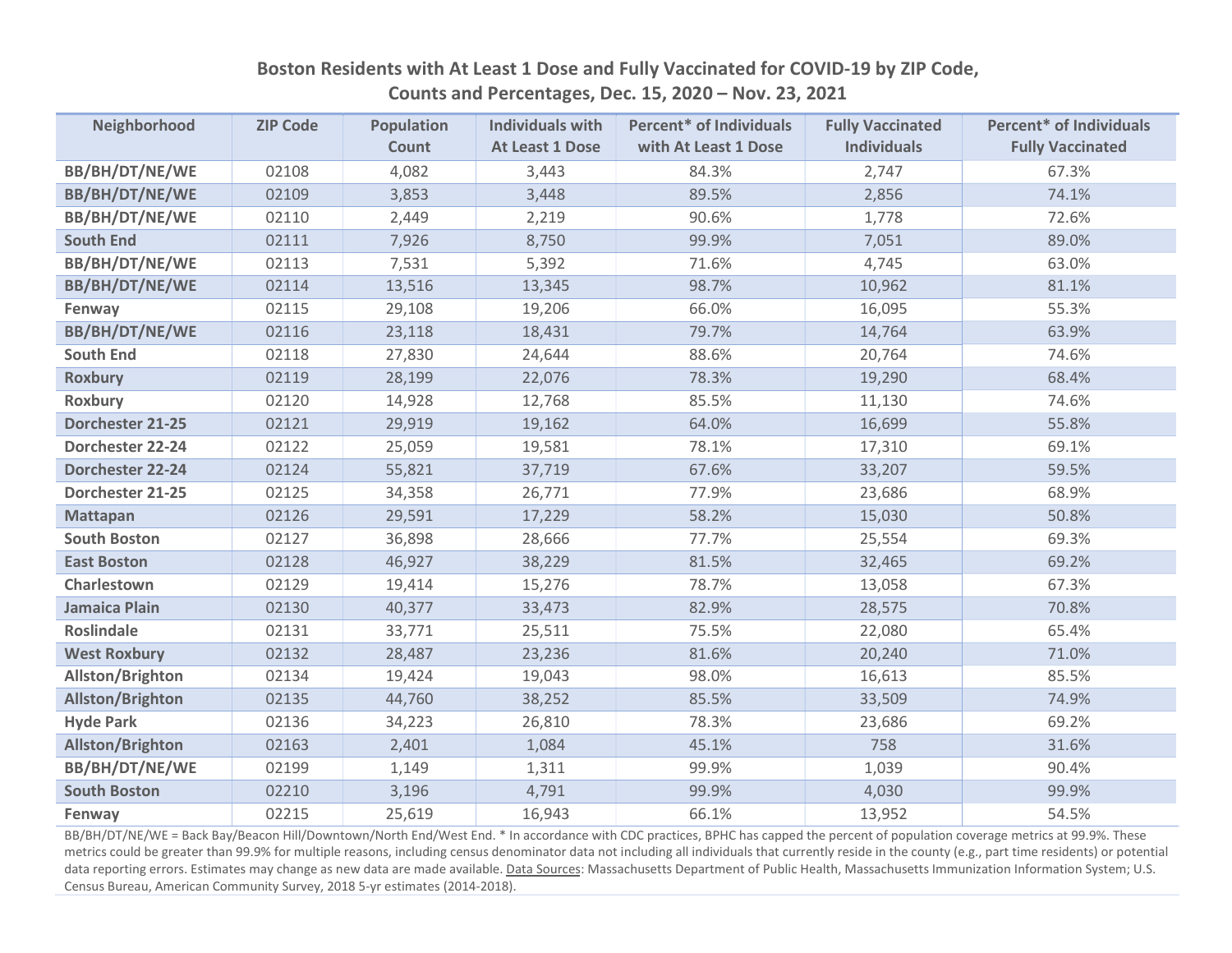## Boston Residents with At Least 1 Dose and Fully Vaccinated for COVID-19 by ZIP Code, Counts and Percentages, Dec. 15, 2020 – Nov. 23, 2021

| Neighborhood | ZIP Code | Population Count | Individuals with At Least 1 Dose | Percent* of Individuals with At Least 1 Dose | Fully Vaccinated Individuals | Percent* of Individuals Fully Vaccinated |
|---|---|---|---|---|---|---|
| **BB/BH/DT/NE/WE** | 02108 | 4,082 | 3,443 | 84.3% | 2,747 | 67.3% |
| **BB/BH/DT/NE/WE** | 02109 | 3,853 | 3,448 | 89.5% | 2,856 | 74.1% |
| **BB/BH/DT/NE/WE** | 02110 | 2,449 | 2,219 | 90.6% | 1,778 | 72.6% |
| **South End** | 02111 | 7,926 | 8,750 | 99.9% | 7,051 | 89.0% |
| **BB/BH/DT/NE/WE** | 02113 | 7,531 | 5,392 | 71.6% | 4,745 | 63.0% |
| **BB/BH/DT/NE/WE** | 02114 | 13,516 | 13,345 | 98.7% | 10,962 | 81.1% |
| **Fenway** | 02115 | 29,108 | 19,206 | 66.0% | 16,095 | 55.3% |
| **BB/BH/DT/NE/WE** | 02116 | 23,118 | 18,431 | 79.7% | 14,764 | 63.9% |
| **South End** | 02118 | 27,830 | 24,644 | 88.6% | 20,764 | 74.6% |
| **Roxbury** | 02119 | 28,199 | 22,076 | 78.3% | 19,290 | 68.4% |
| **Roxbury** | 02120 | 14,928 | 12,768 | 85.5% | 11,130 | 74.6% |
| **Dorchester 21-25** | 02121 | 29,919 | 19,162 | 64.0% | 16,699 | 55.8% |
| **Dorchester 22-24** | 02122 | 25,059 | 19,581 | 78.1% | 17,310 | 69.1% |
| **Dorchester 22-24** | 02124 | 55,821 | 37,719 | 67.6% | 33,207 | 59.5% |
| **Dorchester 21-25** | 02125 | 34,358 | 26,771 | 77.9% | 23,686 | 68.9% |
| **Mattapan** | 02126 | 29,591 | 17,229 | 58.2% | 15,030 | 50.8% |
| **South Boston** | 02127 | 36,898 | 28,666 | 77.7% | 25,554 | 69.3% |
| **East Boston** | 02128 | 46,927 | 38,229 | 81.5% | 32,465 | 69.2% |
| **Charlestown** | 02129 | 19,414 | 15,276 | 78.7% | 13,058 | 67.3% |
| **Jamaica Plain** | 02130 | 40,377 | 33,473 | 82.9% | 28,575 | 70.8% |
| **Roslindale** | 02131 | 33,771 | 25,511 | 75.5% | 22,080 | 65.4% |
| **West Roxbury** | 02132 | 28,487 | 23,236 | 81.6% | 20,240 | 71.0% |
| **Allston/Brighton** | 02134 | 19,424 | 19,043 | 98.0% | 16,613 | 85.5% |
| **Allston/Brighton** | 02135 | 44,760 | 38,252 | 85.5% | 33,509 | 74.9% |
| **Hyde Park** | 02136 | 34,223 | 26,810 | 78.3% | 23,686 | 69.2% |
| **Allston/Brighton** | 02163 | 2,401 | 1,084 | 45.1% | 758 | 31.6% |
| **BB/BH/DT/NE/WE** | 02199 | 1,149 | 1,311 | 99.9% | 1,039 | 90.4% |
| **South Boston** | 02210 | 3,196 | 4,791 | 99.9% | 4,030 | 99.9% |
| **Fenway** | 02215 | 25,619 | 16,943 | 66.1% | 13,952 | 54.5% |

BB/BH/DT/NE/WE = Back Bay/Beacon Hill/Downtown/North End/West End. * In accordance with CDC practices, BPHC has capped the percent of population coverage metrics at 99.9%. These metrics could be greater than 99.9% for multiple reasons, including census denominator data not including all individuals that currently reside in the county (e.g., part time residents) or potential data reporting errors. Estimates may change as new data are made available. Data Sources: Massachusetts Department of Public Health, Massachusetts Immunization Information System; U.S. Census Bureau, American Community Survey, 2018 5-yr estimates (2014-2018).